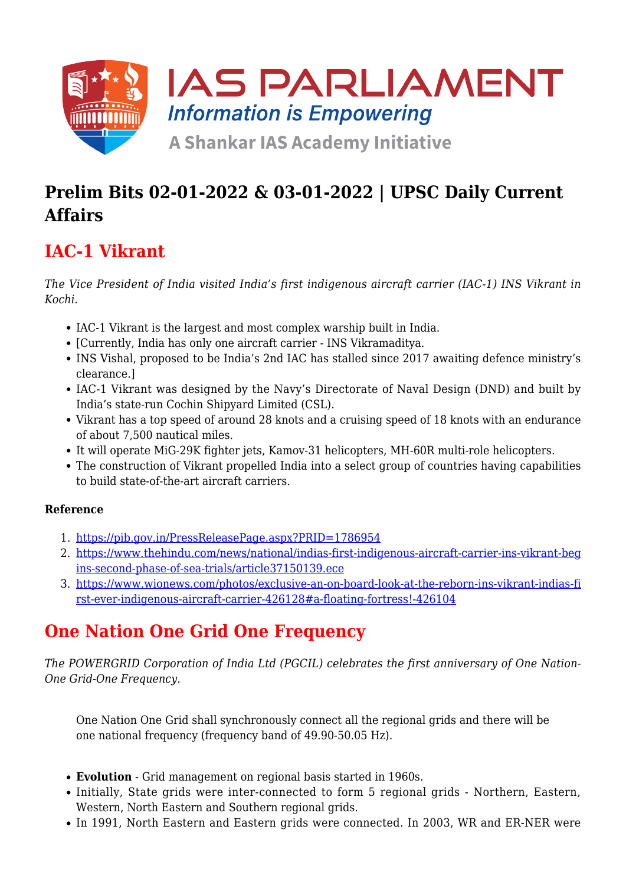# Prelim Bits 02-01-2022 & 03-01-2022 | UPSC Daily Current Affairs

## IAC-1 Vikrant

*The Vice President of India visited India's first indigenous aircraft carrier (IAC-1) INS Vikrant in Kochi.*

- IAC-1 Vikrant is the largest and most complex warship built in India.
- [Currently, India has only one aircraft carrier - INS Vikramaditya.
- INS Vishal, proposed to be India's 2nd IAC has stalled since 2017 awaiting defence ministry's clearance.]
- IAC-1 Vikrant was designed by the Navy's Directorate of Naval Design (DND) and built by India's state-run Cochin Shipyard Limited (CSL).
- Vikrant has a top speed of around 28 knots and a cruising speed of 18 knots with an endurance of about 7,500 nautical miles.
- It will operate MiG-29K fighter jets, Kamov-31 helicopters, MH-60R multi-role helicopters.
- The construction of Vikrant propelled India into a select group of countries having capabilities to build state-of-the-art aircraft carriers.

#### Reference

1. https://pib.gov.in/PressReleasePage.aspx?PRID=1786954
2. https://www.thehindu.com/news/national/indias-first-indigenous-aircraft-carrier-ins-vikrant-begins-second-phase-of-sea-trials/article37150139.ece
3. https://www.wionews.com/photos/exclusive-an-on-board-look-at-the-reborn-ins-vikrant-indias-first-ever-indigenous-aircraft-carrier-426128#a-floating-fortress!-426104

## One Nation One Grid One Frequency

*The POWERGRID Corporation of India Ltd (PGCIL) celebrates the first anniversary of One Nation-One Grid-One Frequency.*

> One Nation One Grid shall synchronously connect all the regional grids and there will be one national frequency (frequency band of 49.90-50.05 Hz).

- **Evolution** - Grid management on regional basis started in 1960s.
- Initially, State grids were inter-connected to form 5 regional grids - Northern, Eastern, Western, North Eastern and Southern regional grids.
- In 1991, North Eastern and Eastern grids were connected. In 2003, WR and ER-NER were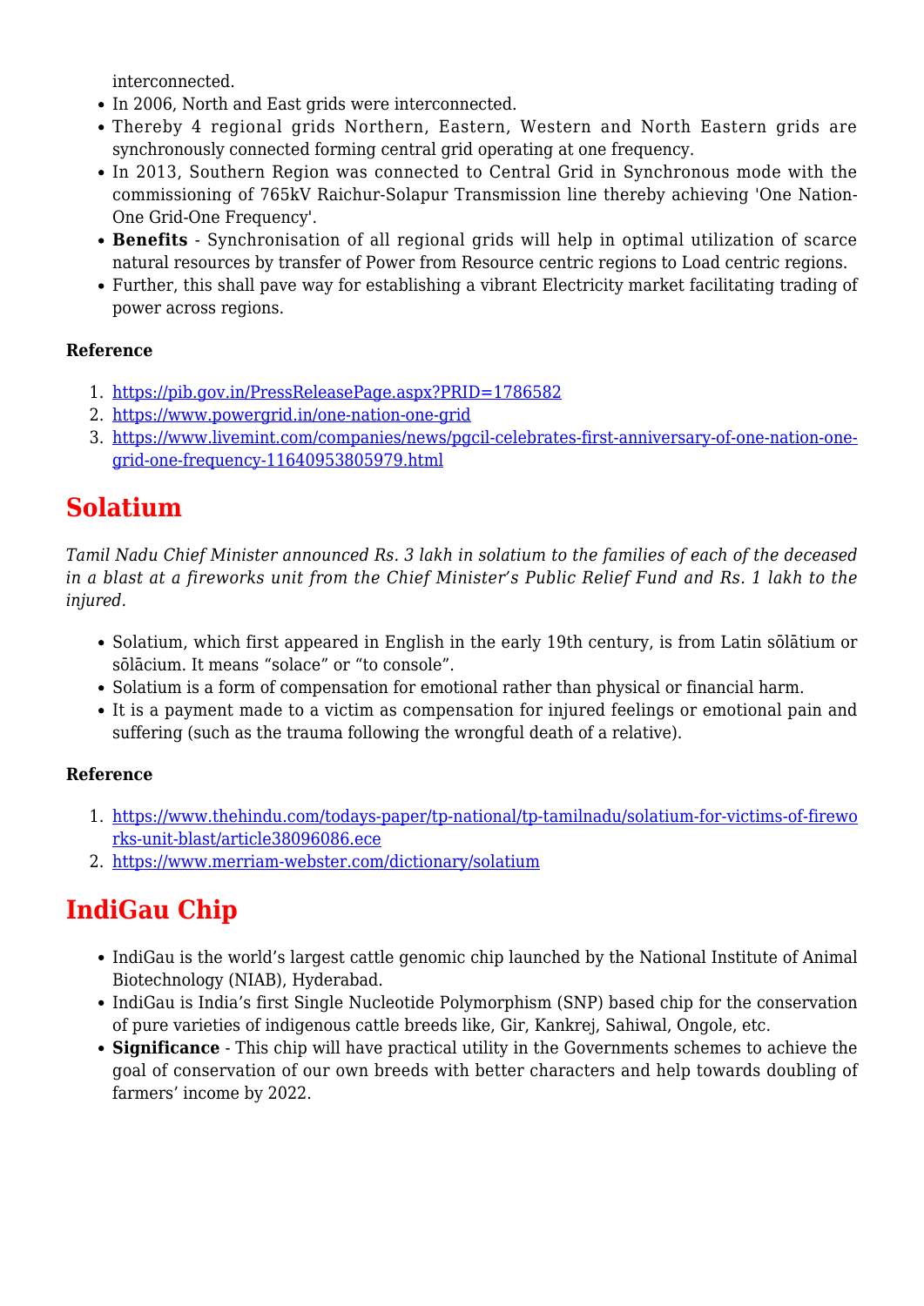interconnected.

- In 2006, North and East grids were interconnected.
- Thereby 4 regional grids Northern, Eastern, Western and North Eastern grids are synchronously connected forming central grid operating at one frequency.
- In 2013, Southern Region was connected to Central Grid in Synchronous mode with the commissioning of 765kV Raichur-Solapur Transmission line thereby achieving 'One Nation-One Grid-One Frequency'.
- **Benefits** - Synchronisation of all regional grids will help in optimal utilization of scarce natural resources by transfer of Power from Resource centric regions to Load centric regions.
- Further, this shall pave way for establishing a vibrant Electricity market facilitating trading of power across regions.

**Reference**

1. https://pib.gov.in/PressReleasePage.aspx?PRID=1786582
2. https://www.powergrid.in/one-nation-one-grid
3. https://www.livemint.com/companies/news/pgcil-celebrates-first-anniversary-of-one-nation-one-grid-one-frequency-11640953805979.html

## Solatium

*Tamil Nadu Chief Minister announced Rs. 3 lakh in solatium to the families of each of the deceased in a blast at a fireworks unit from the Chief Minister's Public Relief Fund and Rs. 1 lakh to the injured.*

- Solatium, which first appeared in English in the early 19th century, is from Latin sōlātium or sōlācium. It means "solace" or "to console".
- Solatium is a form of compensation for emotional rather than physical or financial harm.
- It is a payment made to a victim as compensation for injured feelings or emotional pain and suffering (such as the trauma following the wrongful death of a relative).

**Reference**

1. https://www.thehindu.com/todays-paper/tp-national/tp-tamilnadu/solatium-for-victims-of-fireworks-unit-blast/article38096086.ece
2. https://www.merriam-webster.com/dictionary/solatium

## IndiGau Chip

- IndiGau is the world's largest cattle genomic chip launched by the National Institute of Animal Biotechnology (NIAB), Hyderabad.
- IndiGau is India's first Single Nucleotide Polymorphism (SNP) based chip for the conservation of pure varieties of indigenous cattle breeds like, Gir, Kankrej, Sahiwal, Ongole, etc.
- **Significance** - This chip will have practical utility in the Governments schemes to achieve the goal of conservation of our own breeds with better characters and help towards doubling of farmers' income by 2022.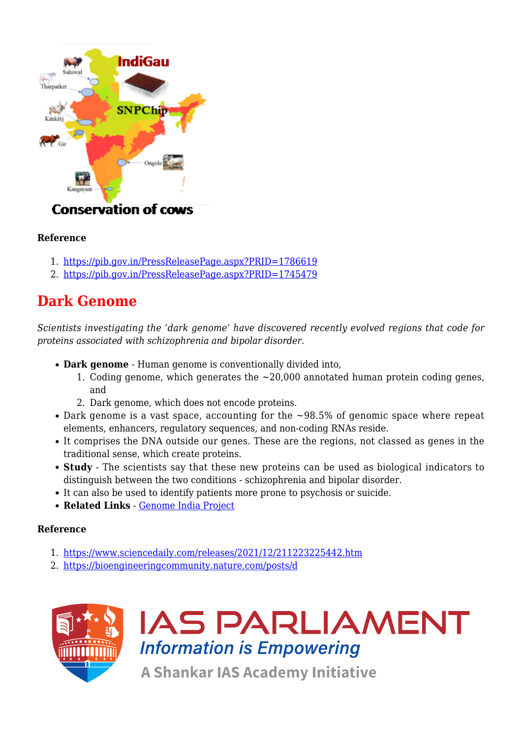**Reference**

1. https://pib.gov.in/PressReleasePage.aspx?PRID=1786619
2. https://pib.gov.in/PressReleasePage.aspx?PRID=1745479

## Dark Genome

*Scientists investigating the 'dark genome' have discovered recently evolved regions that code for proteins associated with schizophrenia and bipolar disorder.*

- **Dark genome** - Human genome is conventionally divided into,
    1. Coding genome, which generates the ~20,000 annotated human protein coding genes, and
    2. Dark genome, which does not encode proteins.
- Dark genome is a vast space, accounting for the ~98.5% of genomic space where repeat elements, enhancers, regulatory sequences, and non-coding RNAs reside.
- It comprises the DNA outside our genes. These are the regions, not classed as genes in the traditional sense, which create proteins.
- **Study** - The scientists say that these new proteins can be used as biological indicators to distinguish between the two conditions - schizophrenia and bipolar disorder.
- It can also be used to identify patients more prone to psychosis or suicide.
- **Related Links** - Genome India Project

**Reference**

1. https://www.sciencedaily.com/releases/2021/12/211223225442.htm
2. https://bioengineeringcommunity.nature.com/posts/d